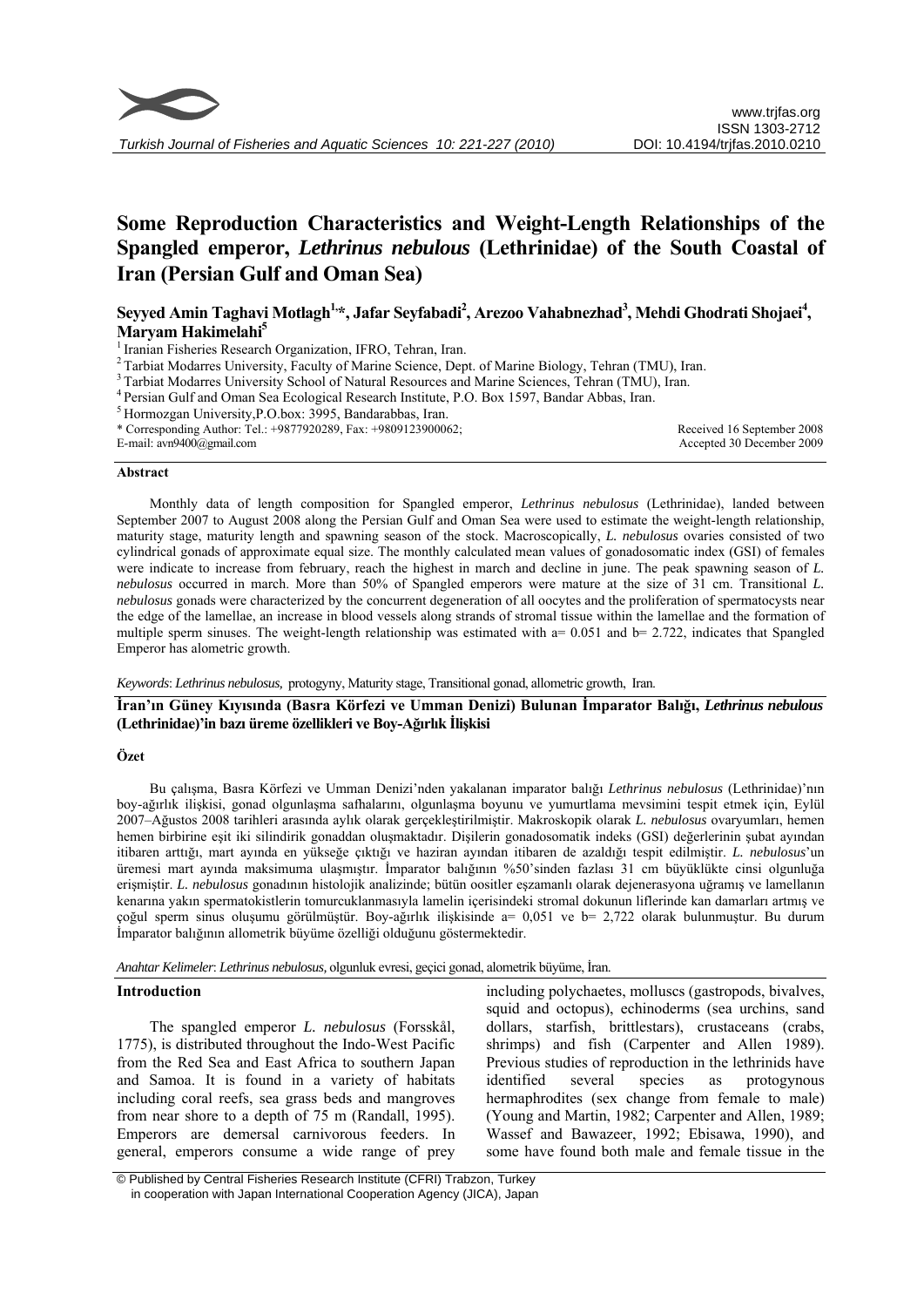# Some Reproduction Characteristics and Weight-Length Relationships of the Spangled emperor, *Lethrinus nebulous* (Lethrinidae) of the South Coastal of Iran (Persian Gulf and Oman Sea)

**Seyyed Amin Taghavi Motlagh[1,*], Jafar Seyfabadi[2], Arezoo Vahabnezhad[3], Mehdi Ghodrati Shojaei[4], Maryam Hakimelahi[5]**

[1] Iranian Fisheries Research Organization, IFRO, Tehran, Iran.
[2] Tarbiat Modarres University, Faculty of Marine Science, Dept. of Marine Biology, Tehran (TMU), Iran.
[3] Tarbiat Modarres University School of Natural Resources and Marine Sciences, Tehran (TMU), Iran.
[4] Persian Gulf and Oman Sea Ecological Research Institute, P.O. Box 1597, Bandar Abbas, Iran.
[5] Hormozgan University,P.O.box: 3995, Bandarabbas, Iran.

\* Corresponding Author: Tel.: +9877920289, Fax: +9809123900062;
E-mail: avn9400@gmail.com

Received 16 September 2008
Accepted 30 December 2009

## Abstract

Monthly data of length composition for Spangled emperor, *Lethrinus nebulosus* (Lethrinidae), landed between September 2007 to August 2008 along the Persian Gulf and Oman Sea were used to estimate the weight-length relationship, maturity stage, maturity length and spawning season of the stock. Macroscopically, *L. nebulosus* ovaries consisted of two cylindrical gonads of approximate equal size. The monthly calculated mean values of gonadosomatic index (GSI) of females were indicate to increase from february, reach the highest in march and decline in june. The peak spawning season of *L. nebulosus* occurred in march. More than 50% of Spangled emperors were mature at the size of 31 cm. Transitional *L. nebulosus* gonads were characterized by the concurrent degeneration of all oocytes and the proliferation of spermatocysts near the edge of the lamellae, an increase in blood vessels along strands of stromal tissue within the lamellae and the formation of multiple sperm sinuses. The weight-length relationship was estimated with a= 0.051 and b= 2.722, indicates that Spangled Emperor has alometric growth.

*Keywords*: *Lethrinus nebulosus,* protogyny, Maturity stage, Transitional gonad, allometric growth, Iran.

## İran'ın Güney Kıyısında (Basra Körfezi ve Umman Denizi) Bulunan İmparator Balığı, *Lethrinus nebulous* (Lethrinidae)'in bazı üreme özellikleri ve Boy-Ağırlık İlişkisi

### Özet

Bu çalışma, Basra Körfezi ve Umman Denizi'nden yakalanan imparator balığı *Lethrinus nebulosus* (Lethrinidae)'nın boy-ağırlık ilişkisi, gonad olgunlaşma safhalarını, olgunlaşma boyunu ve yumurtlama mevsimini tespit etmek için, Eylül 2007–Ağustos 2008 tarihleri arasında aylık olarak gerçekleştirilmiştir. Makroskopik olarak *L. nebulosus* ovaryumları, hemen hemen birbirine eşit iki silindirik gonaddan oluşmaktadır. Dişilerin gonadosomatik indeks (GSI) değerlerinin şubat ayından itibaren arttığı, mart ayında en yükseğe çıktığı ve haziran ayından itibaren de azaldığı tespit edilmiştir. *L. nebulosus*'un üremesi mart ayında maksimuma ulaşmıştır. İmparator balığının %50'sinden fazlası 31 cm büyüklükte cinsi olgunluğa erişmiştir. *L. nebulosus* gonadının histolojik analizinde; bütün oositler eşzamanlı olarak dejenerasyona uğramış ve lamellanın kenarına yakın spermatokistlerin tomurcuklanmasıyla lamelin içerisindeki stromal dokunun liflerinde kan damarları artmış ve çoğul sperm sinus oluşumu görülmüştür. Boy-ağırlık ilişkisinde a= 0,051 ve b= 2,722 olarak bulunmuştur. Bu durum İmparator balığının allometrik büyüme özelliği olduğunu göstermektedir.

*Anahtar Kelimeler*: *Lethrinus nebulosus,* olgunluk evresi, geçici gonad, alometrik büyüme, İran.

## Introduction

The spangled emperor *L. nebulosus* (Forsskål, 1775), is distributed throughout the Indo-West Pacific from the Red Sea and East Africa to southern Japan and Samoa. It is found in a variety of habitats including coral reefs, sea grass beds and mangroves from near shore to a depth of 75 m (Randall, 1995). Emperors are demersal carnivorous feeders. In general, emperors consume a wide range of prey including polychaetes, molluscs (gastropods, bivalves, squid and octopus), echinoderms (sea urchins, sand dollars, starfish, brittlestars), crustaceans (crabs, shrimps) and fish (Carpenter and Allen 1989). Previous studies of reproduction in the lethrinids have identified several species as protogynous hermaphrodites (sex change from female to male) (Young and Martin, 1982; Carpenter and Allen, 1989; Wassef and Bawazeer, 1992; Ebisawa, 1990), and some have found both male and female tissue in the

© Published by Central Fisheries Research Institute (CFRI) Trabzon, Turkey in cooperation with Japan International Cooperation Agency (JICA), Japan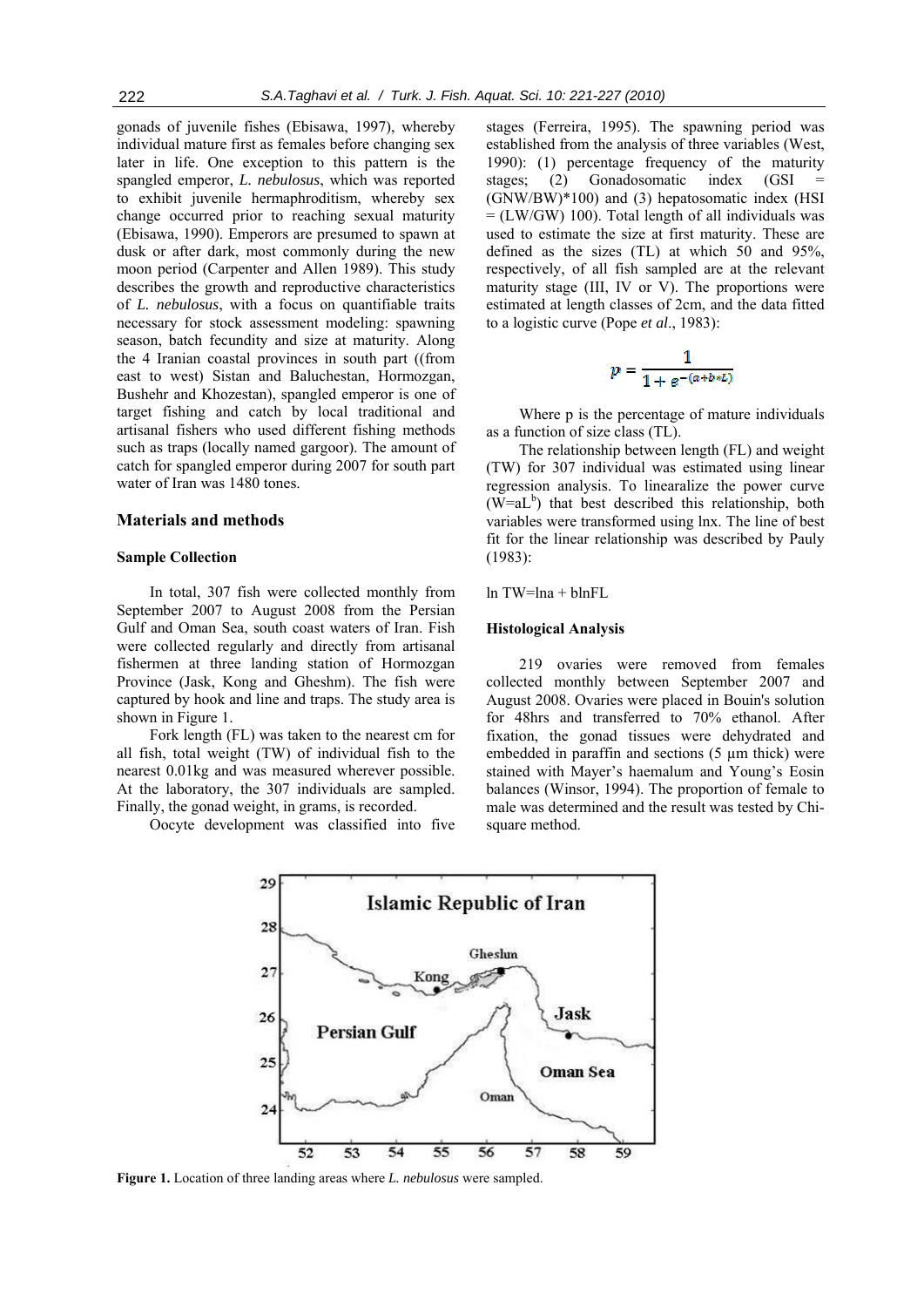gonads of juvenile fishes (Ebisawa, 1997), whereby individual mature first as females before changing sex later in life. One exception to this pattern is the spangled emperor, *L. nebulosus*, which was reported to exhibit juvenile hermaphroditism, whereby sex change occurred prior to reaching sexual maturity (Ebisawa, 1990). Emperors are presumed to spawn at dusk or after dark, most commonly during the new moon period (Carpenter and Allen 1989). This study describes the growth and reproductive characteristics of *L. nebulosus*, with a focus on quantifiable traits necessary for stock assessment modeling: spawning season, batch fecundity and size at maturity. Along the 4 Iranian coastal provinces in south part ((from east to west) Sistan and Baluchestan, Hormozgan, Bushehr and Khozestan), spangled emperor is one of target fishing and catch by local traditional and artisanal fishers who used different fishing methods such as traps (locally named gargoor). The amount of catch for spangled emperor during 2007 for south part water of Iran was 1480 tones.

## Materials and methods

### Sample Collection

In total, 307 fish were collected monthly from September 2007 to August 2008 from the Persian Gulf and Oman Sea, south coast waters of Iran. Fish were collected regularly and directly from artisanal fishermen at three landing station of Hormozgan Province (Jask, Kong and Gheshm). The fish were captured by hook and line and traps. The study area is shown in Figure 1.

Fork length (FL) was taken to the nearest cm for all fish, total weight (TW) of individual fish to the nearest 0.01kg and was measured wherever possible. At the laboratory, the 307 individuals are sampled. Finally, the gonad weight, in grams, is recorded.

Oocyte development was classified into five stages (Ferreira, 1995). The spawning period was established from the analysis of three variables (West, 1990): (1) percentage frequency of the maturity stages; (2) Gonadosomatic index (GSI = (GNW/BW)*100) and (3) hepatosomatic index (HSI = (LW/GW) 100). Total length of all individuals was used to estimate the size at first maturity. These are defined as the sizes (TL) at which 50 and 95%, respectively, of all fish sampled are at the relevant maturity stage (III, IV or V). The proportions were estimated at length classes of 2cm, and the data fitted to a logistic curve (Pope *et al*., 1983):

$$p = \frac{1}{1 + e^{-(a+b*L)}}$$

Where p is the percentage of mature individuals as a function of size class (TL).

The relationship between length (FL) and weight (TW) for 307 individual was estimated using linear regression analysis. To linearalize the power curve ($W=aL^b$) that best described this relationship, both variables were transformed using lnx. The line of best fit for the linear relationship was described by Pauly (1983):

$\ln TW = \ln a + b \ln FL$

### Histological Analysis

219 ovaries were removed from females collected monthly between September 2007 and August 2008. Ovaries were placed in Bouin's solution for 48hrs and transferred to 70% ethanol. After fixation, the gonad tissues were dehydrated and embedded in paraffin and sections (5 µm thick) were stained with Mayer's haemalum and Young's Eosin balances (Winsor, 1994). The proportion of female to male was determined and the result was tested by Chi-square method.

**Figure 1.** Location of three landing areas where *L. nebulosus* were sampled.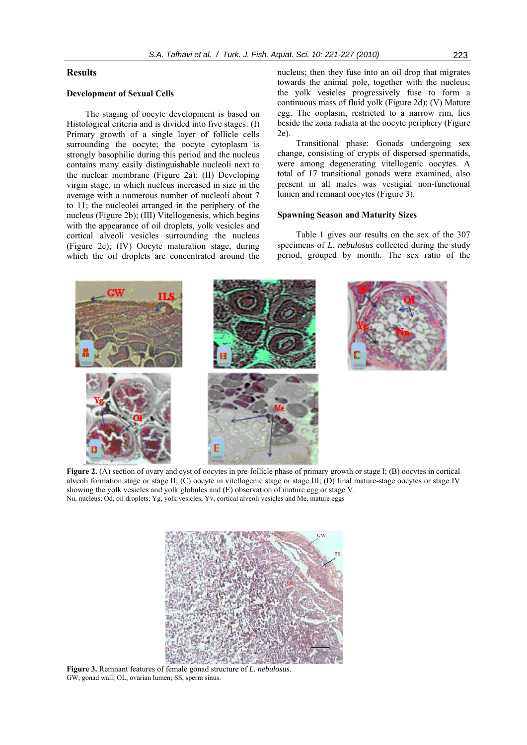## Results

### Development of Sexual Cells

The staging of oocyte development is based on Histological criteria and is divided into five stages: (I) Primary growth of a single layer of follicle cells surrounding the oocyte; the oocyte cytoplasm is strongly basophilic during this period and the nucleus contains many easily distinguishable nucleoli next to the nuclear membrane (Figure 2a); (II) Developing virgin stage, in which nucleus increased in size in the average with a numerous number of nucleoli about 7 to 11; the nucleolei arranged in the periphery of the nucleus (Figure 2b); (III) Vitellogenesis, which begins with the appearance of oil droplets, yolk vesicles and cortical alveoli vesicles surrounding the nucleus (Figure 2c); (IV) Oocyte maturation stage, during which the oil droplets are concentrated around the nucleus; then they fuse into an oil drop that migrates towards the animal pole, together with the nucleus; the yolk vesicles progressively fuse to form a continuous mass of fluid yolk (Figure 2d); (V) Mature egg. The ooplasm, restricted to a narrow rim, lies beside the zona radiata at the oocyte periphery (Figure 2e).

Transitional phase: Gonads undergoing sex change, consisting of crypts of dispersed spermatids, were among degenerating vitellogenic oocytes. A total of 17 transitional gonads were examined, also present in all males was vestigial non-functional lumen and remnant oocytes (Figure 3).

### Spawning Season and Maturity Sizes

Table 1 gives our results on the sex of the 307 specimens of *L. nebulosus* collected during the study period, grouped by month. The sex ratio of the

**Figure 2.** (A) section of ovary and cyst of oocytes in pre-follicle phase of primary growth or stage I; (B) oocytes in cortical alveoli formation stage or stage II; (C) oocyte in vitellogenic stage or stage III; (D) final mature-stage oocytes or stage IV showing the yolk vesicles and yolk globules and (E) observation of mature egg or stage V.
Nu, nucleus; Od, oil droplets; Yg, yolk vesicles; Yv, cortical alveoli vesicles and Me, mature eggs

**Figure 3.** Remnant features of female gonad structure of *L. nebulosus*.
GW, gonad wall; OL, ovarian lumen; SS, sperm sinus.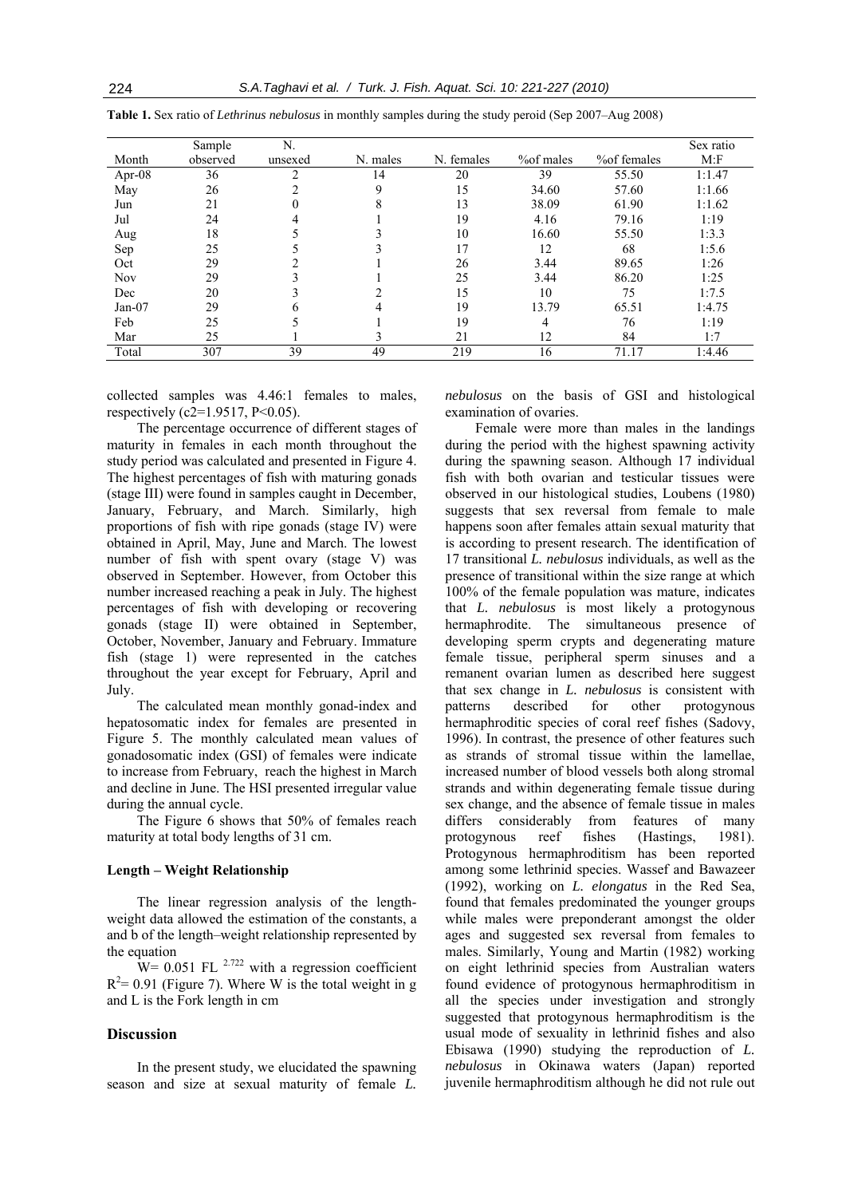**Table 1.** Sex ratio of *Lethrinus nebulosus* in monthly samples during the study peroid (Sep 2007–Aug 2008)

| Month | Sample observed | N. unsexed | N. males | N. females | %of males | %of females | Sex ratio M:F |
|---|---|---|---|---|---|---|---|
| Apr-08 | 36 | 2 | 14 | 20 | 39 | 55.50 | 1:1.47 |
| May | 26 | 2 | 9 | 15 | 34.60 | 57.60 | 1:1.66 |
| Jun | 21 | 0 | 8 | 13 | 38.09 | 61.90 | 1:1.62 |
| Jul | 24 | 4 | 1 | 19 | 4.16 | 79.16 | 1:19 |
| Aug | 18 | 5 | 3 | 10 | 16.60 | 55.50 | 1:3.3 |
| Sep | 25 | 5 | 3 | 17 | 12 | 68 | 1:5.6 |
| Oct | 29 | 2 | 1 | 26 | 3.44 | 89.65 | 1:26 |
| Nov | 29 | 3 | 1 | 25 | 3.44 | 86.20 | 1:25 |
| Dec | 20 | 3 | 2 | 15 | 10 | 75 | 1:7.5 |
| Jan-07 | 29 | 6 | 4 | 19 | 13.79 | 65.51 | 1:4.75 |
| Feb | 25 | 5 | 1 | 19 | 4 | 76 | 1:19 |
| Mar | 25 | 1 | 3 | 21 | 12 | 84 | 1:7 |
| Total | 307 | 39 | 49 | 219 | 16 | 71.17 | 1:4.46 |

collected samples was 4.46:1 females to males, respectively (c2=1.9517, $P<0.05$).

The percentage occurrence of different stages of maturity in females in each month throughout the study period was calculated and presented in Figure 4. The highest percentages of fish with maturing gonads (stage III) were found in samples caught in December, January, February, and March. Similarly, high proportions of fish with ripe gonads (stage IV) were obtained in April, May, June and March. The lowest number of fish with spent ovary (stage V) was observed in September. However, from October this number increased reaching a peak in July. The highest percentages of fish with developing or recovering gonads (stage II) were obtained in September, October, November, January and February. Immature fish (stage 1) were represented in the catches throughout the year except for February, April and July.

The calculated mean monthly gonad-index and hepatosomatic index for females are presented in Figure 5. The monthly calculated mean values of gonadosomatic index (GSI) of females were indicate to increase from February, reach the highest in March and decline in June. The HSI presented irregular value during the annual cycle.

The Figure 6 shows that 50% of females reach maturity at total body lengths of 31 cm.

### Length – Weight Relationship

The linear regression analysis of the length-weight data allowed the estimation of the constants, a and b of the length–weight relationship represented by the equation

$W= 0.051 \text{ FL}^{2.722}$ with a regression coefficient $R^2= 0.91$ (Figure 7). Where W is the total weight in g and L is the Fork length in cm

## Discussion

In the present study, we elucidated the spawning season and size at sexual maturity of female *L. nebulosus* on the basis of GSI and histological examination of ovaries.

Female were more than males in the landings during the period with the highest spawning activity during the spawning season. Although 17 individual fish with both ovarian and testicular tissues were observed in our histological studies, Loubens (1980) suggests that sex reversal from female to male happens soon after females attain sexual maturity that is according to present research. The identification of 17 transitional *L. nebulosus* individuals, as well as the presence of transitional within the size range at which 100% of the female population was mature, indicates that *L. nebulosus* is most likely a protogynous hermaphrodite. The simultaneous presence of developing sperm crypts and degenerating mature female tissue, peripheral sperm sinuses and a remanent ovarian lumen as described here suggest that sex change in *L. nebulosus* is consistent with patterns described for other protogynous hermaphroditic species of coral reef fishes (Sadovy, 1996). In contrast, the presence of other features such as strands of stromal tissue within the lamellae, increased number of blood vessels both along stromal strands and within degenerating female tissue during sex change, and the absence of female tissue in males differs considerably from features of many protogynous reef fishes (Hastings, 1981). Protogynous hermaphroditism has been reported among some lethrinid species. Wassef and Bawazeer (1992), working on *L. elongatus* in the Red Sea, found that females predominated the younger groups while males were preponderant amongst the older ages and suggested sex reversal from females to males. Similarly, Young and Martin (1982) working on eight lethrinid species from Australian waters found evidence of protogynous hermaphroditism in all the species under investigation and strongly suggested that protogynous hermaphroditism is the usual mode of sexuality in lethrinid fishes and also Ebisawa (1990) studying the reproduction of *L. nebulosus* in Okinawa waters (Japan) reported juvenile hermaphroditism although he did not rule out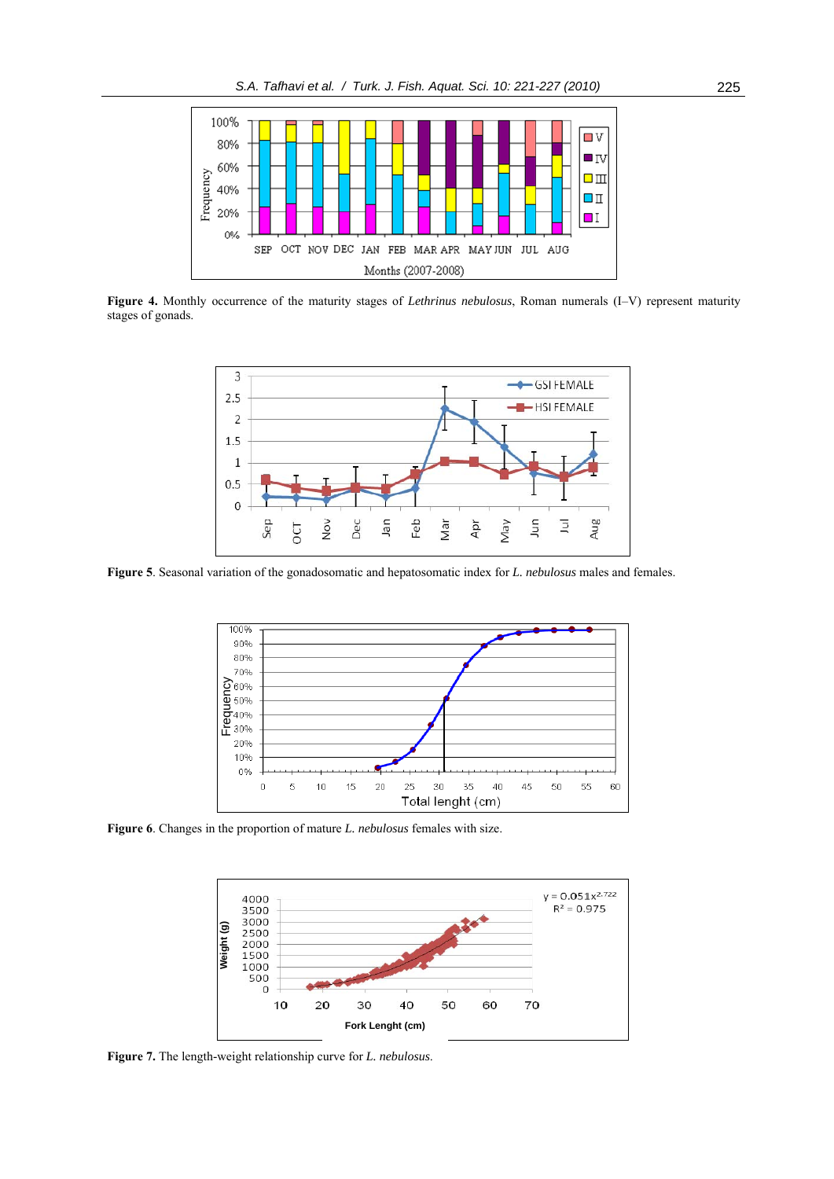**Figure 4.** Monthly occurrence of the maturity stages of *Lethrinus nebulosus*, Roman numerals (I–V) represent maturity stages of gonads.

**Figure 5**. Seasonal variation of the gonadosomatic and hepatosomatic index for *L. nebulosus* males and females.

**Figure 6**. Changes in the proportion of mature *L. nebulosus* females with size.

**Figure 7.** The length-weight relationship curve for *L. nebulosus*.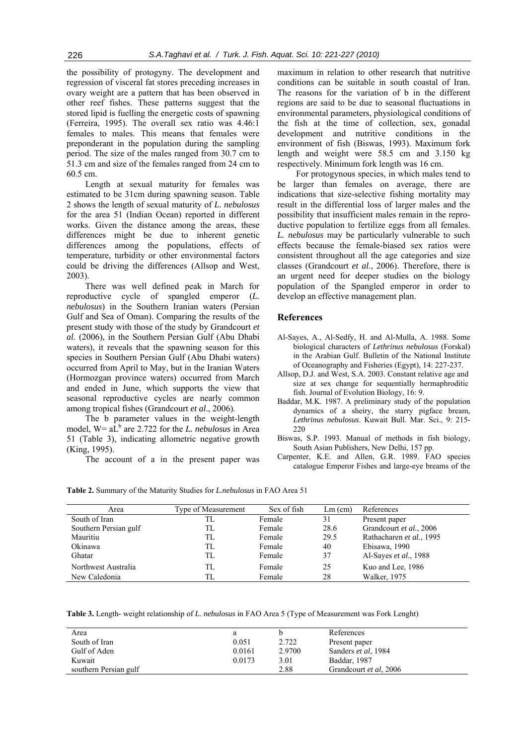the possibility of protogyny. The development and regression of visceral fat stores preceding increases in ovary weight are a pattern that has been observed in other reef fishes. These patterns suggest that the stored lipid is fuelling the energetic costs of spawning (Ferreira, 1995). The overall sex ratio was 4.46:1 females to males. This means that females were preponderant in the population during the sampling period. The size of the males ranged from 30.7 cm to 51.3 cm and size of the females ranged from 24 cm to 60.5 cm.

Length at sexual maturity for females was estimated to be 31cm during spawning season. Table 2 shows the length of sexual maturity of *L. nebulosus* for the area 51 (Indian Ocean) reported in different works. Given the distance among the areas, these differences might be due to inherent genetic differences among the populations, effects of temperature, turbidity or other environmental factors could be driving the differences (Allsop and West, 2003).

There was well defined peak in March for reproductive cycle of spangled emperor (*L. nebulosus*) in the Southern Iranian waters (Persian Gulf and Sea of Oman). Comparing the results of the present study with those of the study by Grandcourt *et al*. (2006), in the Southern Persian Gulf (Abu Dhabi waters), it reveals that the spawning season for this species in Southern Persian Gulf (Abu Dhabi waters) occurred from April to May, but in the Iranian Waters (Hormozgan province waters) occurred from March and ended in June, which supports the view that seasonal reproductive cycles are nearly common among tropical fishes (Grandcourt *et al*., 2006).

The b parameter values in the weight-length model, $W= aL^b$ are 2.722 for the *L. nebulosus* in Area 51 (Table 3), indicating allometric negative growth (King, 1995).

The account of a in the present paper was maximum in relation to other research that nutritive conditions can be suitable in south coastal of Iran. The reasons for the variation of b in the different regions are said to be due to seasonal fluctuations in environmental parameters, physiological conditions of the fish at the time of collection, sex, gonadal development and nutritive conditions in the environment of fish (Biswas, 1993). Maximum fork length and weight were 58.5 cm and 3.150 kg respectively. Minimum fork length was 16 cm.

For protogynous species, in which males tend to be larger than females on average, there are indications that size-selective fishing mortality may result in the differential loss of larger males and the possibility that insufficient males remain in the reproductive population to fertilize eggs from all females. *L. nebulosus* may be particularly vulnerable to such effects because the female-biased sex ratios were consistent throughout all the age categories and size classes (Grandcourt *et al*., 2006). Therefore, there is an urgent need for deeper studies on the biology population of the Spangled emperor in order to develop an effective management plan.

## References

Al-Sayes, A., Al-Sedfy, H. and Al-Mulla, A. 1988. Some biological characters of *Lethrinus nebulosus* (Forskal) in the Arabian Gulf. Bulletin of the National Institute of Oceanography and Fisheries (Egypt), 14: 227-237.

Allsop, D.J. and West, S.A. 2003. Constant relative age and size at sex change for sequentially hermaphroditic fish. Journal of Evolution Biology, 16: 9.

Baddar, M.K. 1987. A preliminary study of the population dynamics of a sheiry, the starry pigface bream, *Lethrinus nebulosus*. Kuwait Bull. Mar. Sci., 9: 215-220

Biswas, S.P. 1993. Manual of methods in fish biology, South Asian Publishers, New Delhi, 157 pp.

Carpenter, K.E. and Allen, G.R. 1989. FAO species catalogue Emperor Fishes and large-eye breams of the

**Table 2.** Summary of the Maturity Studies for *L.nebulosus* in FAO Area 51

| Area | Type of Measurement | Sex of fish | Lm (cm) | References |
|---|---|---|---|---|
| South of Iran | TL | Female | 31 | Present paper |
| Southern Persian gulf | TL | Female | 28.6 | Grandcourt *et al.*, 2006 |
| Mauritiu | TL | Female | 29.5 | Rathacharen *et al.*, 1995 |
| Okinawa | TL | Female | 40 | Ebisawa, 1990 |
| Ghatar | TL | Female | 37 | Al-Sayes *et al.*, 1988 |
| Northwest Australia | TL | Female | 25 | Kuo and Lee, 1986 |
| New Caledonia | TL | Female | 28 | Walker, 1975 |

**Table 3.** Length- weight relationship of *L. nebulosus* in FAO Area 5 (Type of Measurement was Fork Lenght)

| Area | a | b | References |
|---|---|---|---|
| South of Iran | 0.051 | 2.722 | Present paper |
| Gulf of Aden | 0.0161 | 2.9700 | Sanders *et al*, 1984 |
| Kuwait | 0.0173 | 3.01 | Baddar, 1987 |
| southern Persian gulf | | 2.88 | Grandcourt *et al*, 2006 |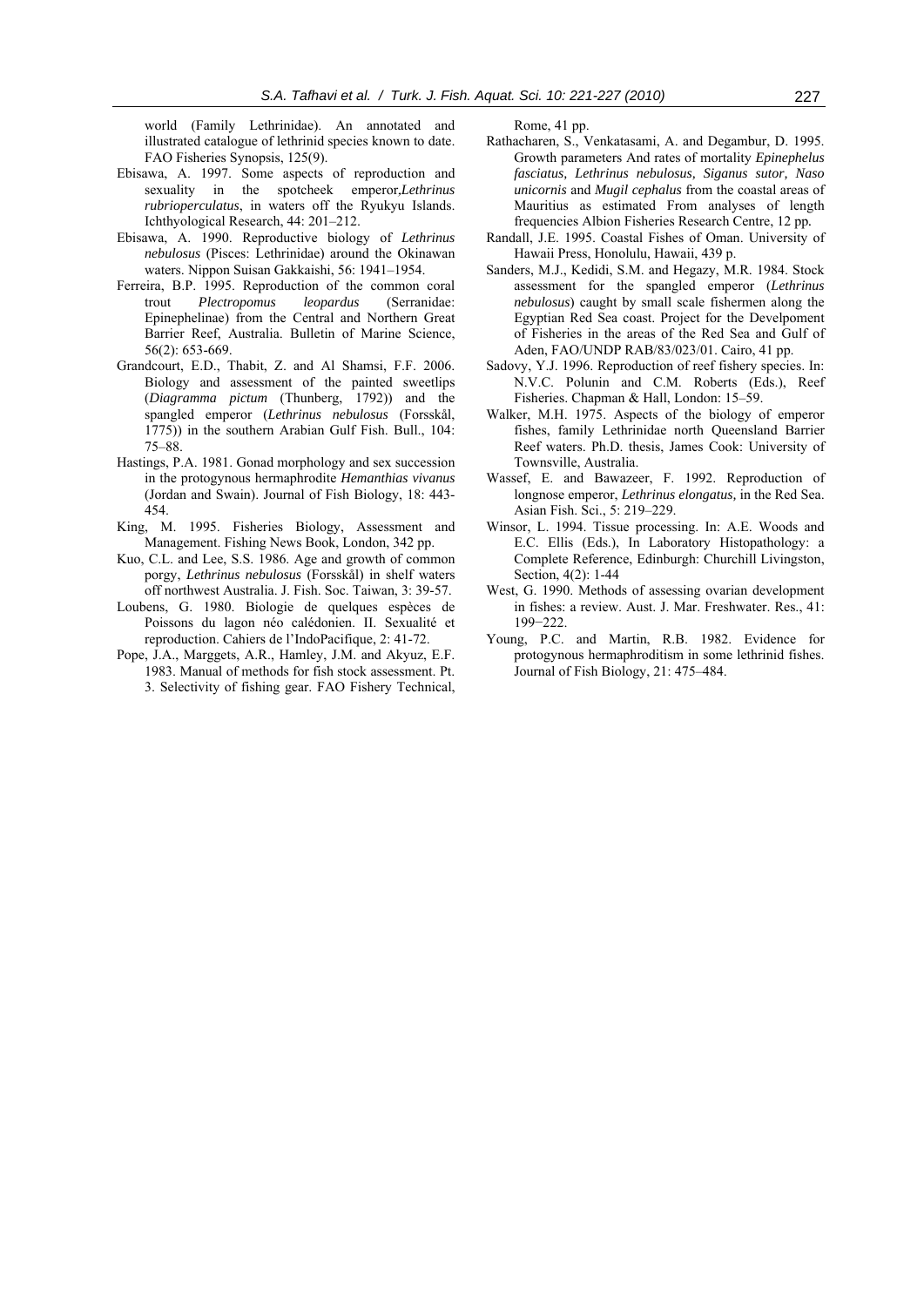world (Family Lethrinidae). An annotated and illustrated catalogue of lethrinid species known to date. FAO Fisheries Synopsis, 125(9).

Ebisawa, A. 1997. Some aspects of reproduction and sexuality in the spotcheek emperor,*Lethrinus rubrioperculatus*, in waters off the Ryukyu Islands. Ichthyological Research, 44: 201–212.

Ebisawa, A. 1990. Reproductive biology of *Lethrinus nebulosus* (Pisces: Lethrinidae) around the Okinawan waters. Nippon Suisan Gakkaishi, 56: 1941–1954.

Ferreira, B.P. 1995. Reproduction of the common coral trout *Plectropomus leopardus* (Serranidae: Epinephelinae) from the Central and Northern Great Barrier Reef, Australia. Bulletin of Marine Science, 56(2): 653-669.

Grandcourt, E.D., Thabit, Z. and Al Shamsi, F.F. 2006. Biology and assessment of the painted sweetlips (*Diagramma pictum* (Thunberg, 1792)) and the spangled emperor (*Lethrinus nebulosus* (Forsskål, 1775)) in the southern Arabian Gulf Fish. Bull., 104: 75–88.

Hastings, P.A. 1981. Gonad morphology and sex succession in the protogynous hermaphrodite *Hemanthias vivanus* (Jordan and Swain). Journal of Fish Biology, 18: 443-454.

King, M. 1995. Fisheries Biology, Assessment and Management. Fishing News Book, London, 342 pp.

Kuo, C.L. and Lee, S.S. 1986. Age and growth of common porgy, *Lethrinus nebulosus* (Forsskål) in shelf waters off northwest Australia. J. Fish. Soc. Taiwan, 3: 39-57.

Loubens, G. 1980. Biologie de quelques espèces de Poissons du lagon néo calédonien. II. Sexualité et reproduction. Cahiers de l'IndoPacifique, 2: 41-72.

Pope, J.A., Marggets, A.R., Hamley, J.M. and Akyuz, E.F. 1983. Manual of methods for fish stock assessment. Pt. 3. Selectivity of fishing gear. FAO Fishery Technical, Rome, 41 pp.

Rathacharen, S., Venkatasami, A. and Degambur, D. 1995. Growth parameters And rates of mortality *Epinephelus fasciatus, Lethrinus nebulosus, Siganus sutor, Naso unicornis* and *Mugil cephalus* from the coastal areas of Mauritius as estimated From analyses of length frequencies Albion Fisheries Research Centre, 12 pp.

Randall, J.E. 1995. Coastal Fishes of Oman. University of Hawaii Press, Honolulu, Hawaii, 439 p.

Sanders, M.J., Kedidi, S.M. and Hegazy, M.R. 1984. Stock assessment for the spangled emperor (*Lethrinus nebulosus*) caught by small scale fishermen along the Egyptian Red Sea coast. Project for the Develpoment of Fisheries in the areas of the Red Sea and Gulf of Aden, FAO/UNDP RAB/83/023/01. Cairo, 41 pp.

Sadovy, Y.J. 1996. Reproduction of reef fishery species. In: N.V.C. Polunin and C.M. Roberts (Eds.), Reef Fisheries. Chapman & Hall, London: 15–59.

Walker, M.H. 1975. Aspects of the biology of emperor fishes, family Lethrinidae north Queensland Barrier Reef waters. Ph.D. thesis, James Cook: University of Townsville, Australia.

Wassef, E. and Bawazeer, F. 1992. Reproduction of longnose emperor, *Lethrinus elongatus,* in the Red Sea. Asian Fish. Sci., 5: 219–229.

Winsor, L. 1994. Tissue processing. In: A.E. Woods and E.C. Ellis (Eds.), In Laboratory Histopathology: a Complete Reference, Edinburgh: Churchill Livingston, Section, 4(2): 1-44

West, G. 1990. Methods of assessing ovarian development in fishes: a review. Aust. J. Mar. Freshwater. Res., 41: 199−222.

Young, P.C. and Martin, R.B. 1982. Evidence for protogynous hermaphroditism in some lethrinid fishes. Journal of Fish Biology, 21: 475–484.